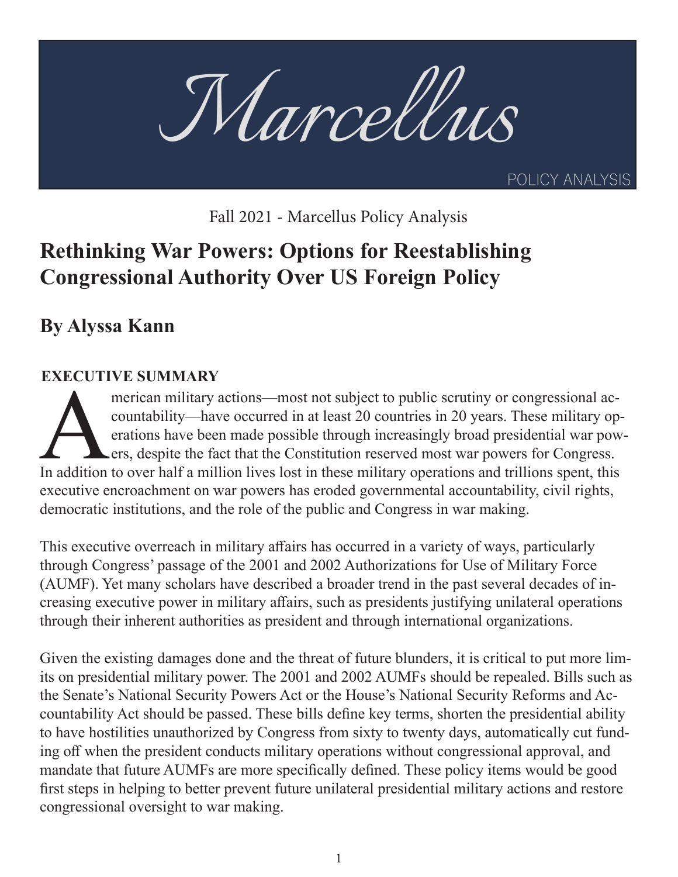# Marcellus

POLICY ANALYSIS

Fall 2021 - Marcellus Policy Analysis

## Rethinking War Powers: Options for Reestablishing Congressional Authority Over US Foreign Policy

### By Alyssa Kann

**EXECUTIVE SUMMARY**

American military actions—most not subject to public scrutiny or congressional accountability—have occurred in at least 20 countries in 20 years. These military operations have been made possible through increasingly broad presidential war powers, despite the fact that the Constitution reserved most war powers for Congress. In addition to over half a million lives lost in these military operations and trillions spent, this executive encroachment on war powers has eroded governmental accountability, civil rights, democratic institutions, and the role of the public and Congress in war making.

This executive overreach in military affairs has occurred in a variety of ways, particularly through Congress' passage of the 2001 and 2002 Authorizations for Use of Military Force (AUMF). Yet many scholars have described a broader trend in the past several decades of increasing executive power in military affairs, such as presidents justifying unilateral operations through their inherent authorities as president and through international organizations.

Given the existing damages done and the threat of future blunders, it is critical to put more limits on presidential military power. The 2001 and 2002 AUMFs should be repealed. Bills such as the Senate's National Security Powers Act or the House's National Security Reforms and Accountability Act should be passed. These bills define key terms, shorten the presidential ability to have hostilities unauthorized by Congress from sixty to twenty days, automatically cut funding off when the president conducts military operations without congressional approval, and mandate that future AUMFs are more specifically defined. These policy items would be good first steps in helping to better prevent future unilateral presidential military actions and restore congressional oversight to war making.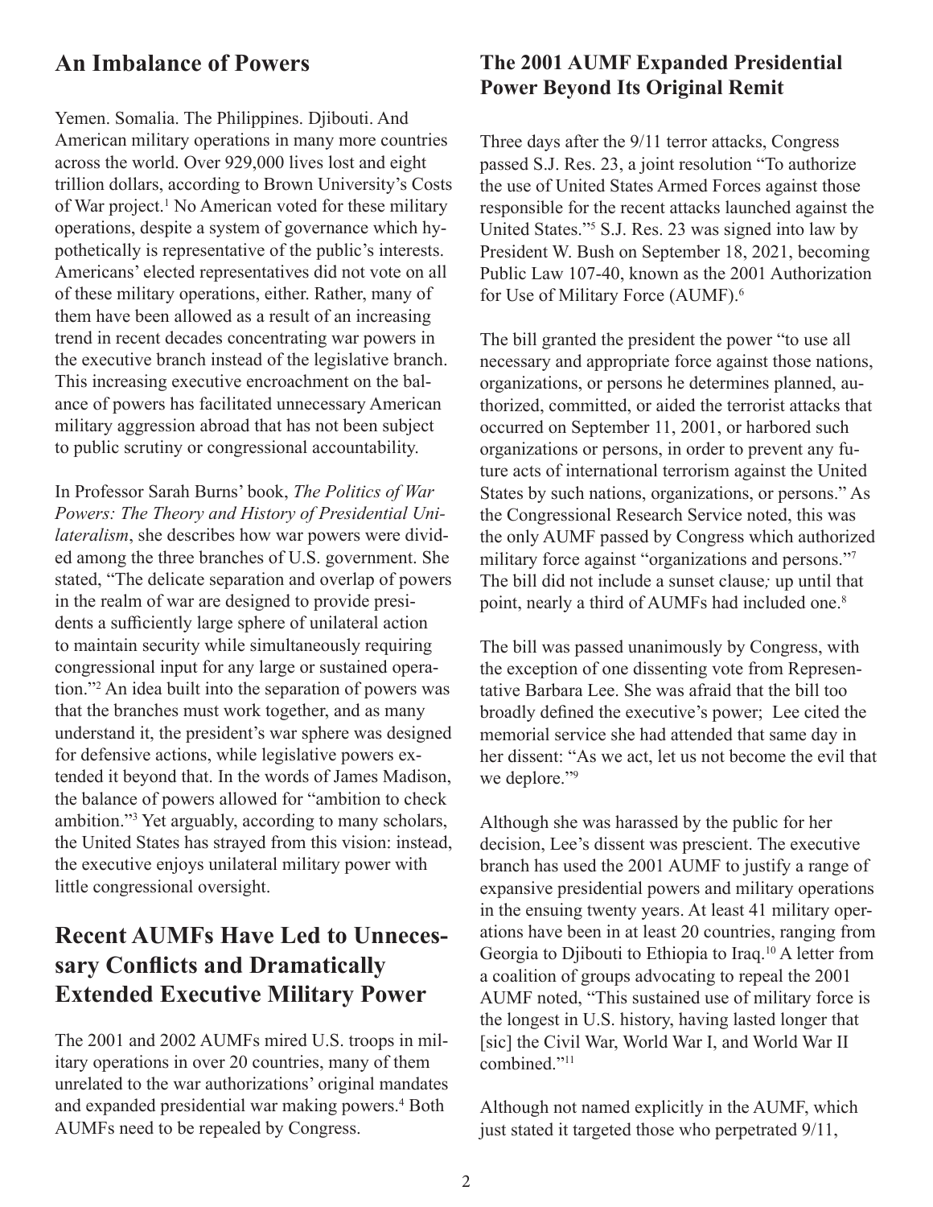## An Imbalance of Powers

Yemen. Somalia. The Philippines. Djibouti. And American military operations in many more countries across the world. Over 929,000 lives lost and eight trillion dollars, according to Brown University's Costs of War project.[1] No American voted for these military operations, despite a system of governance which hypothetically is representative of the public's interests. Americans' elected representatives did not vote on all of these military operations, either. Rather, many of them have been allowed as a result of an increasing trend in recent decades concentrating war powers in the executive branch instead of the legislative branch. This increasing executive encroachment on the balance of powers has facilitated unnecessary American military aggression abroad that has not been subject to public scrutiny or congressional accountability.

In Professor Sarah Burns' book, *The Politics of War Powers: The Theory and History of Presidential Unilateralism*, she describes how war powers were divided among the three branches of U.S. government. She stated, "The delicate separation and overlap of powers in the realm of war are designed to provide presidents a sufficiently large sphere of unilateral action to maintain security while simultaneously requiring congressional input for any large or sustained operation."[2] An idea built into the separation of powers was that the branches must work together, and as many understand it, the president's war sphere was designed for defensive actions, while legislative powers extended it beyond that. In the words of James Madison, the balance of powers allowed for "ambition to check ambition."[3] Yet arguably, according to many scholars, the United States has strayed from this vision: instead, the executive enjoys unilateral military power with little congressional oversight.

## Recent AUMFs Have Led to Unnecessary Conflicts and Dramatically Extended Executive Military Power

The 2001 and 2002 AUMFs mired U.S. troops in military operations in over 20 countries, many of them unrelated to the war authorizations' original mandates and expanded presidential war making powers.[4] Both AUMFs need to be repealed by Congress.

### The 2001 AUMF Expanded Presidential Power Beyond Its Original Remit

Three days after the 9/11 terror attacks, Congress passed S.J. Res. 23, a joint resolution "To authorize the use of United States Armed Forces against those responsible for the recent attacks launched against the United States."[5] S.J. Res. 23 was signed into law by President W. Bush on September 18, 2021, becoming Public Law 107-40, known as the 2001 Authorization for Use of Military Force (AUMF).[6]

The bill granted the president the power "to use all necessary and appropriate force against those nations, organizations, or persons he determines planned, authorized, committed, or aided the terrorist attacks that occurred on September 11, 2001, or harbored such organizations or persons, in order to prevent any future acts of international terrorism against the United States by such nations, organizations, or persons." As the Congressional Research Service noted, this was the only AUMF passed by Congress which authorized military force against "organizations and persons."[7] The bill did not include a sunset clause; up until that point, nearly a third of AUMFs had included one.[8]

The bill was passed unanimously by Congress, with the exception of one dissenting vote from Representative Barbara Lee. She was afraid that the bill too broadly defined the executive's power; Lee cited the memorial service she had attended that same day in her dissent: "As we act, let us not become the evil that we deplore."[9]

Although she was harassed by the public for her decision, Lee's dissent was prescient. The executive branch has used the 2001 AUMF to justify a range of expansive presidential powers and military operations in the ensuing twenty years. At least 41 military operations have been in at least 20 countries, ranging from Georgia to Djibouti to Ethiopia to Iraq.[10] A letter from a coalition of groups advocating to repeal the 2001 AUMF noted, "This sustained use of military force is the longest in U.S. history, having lasted longer that [sic] the Civil War, World War I, and World War II combined."[11]

Although not named explicitly in the AUMF, which just stated it targeted those who perpetrated 9/11,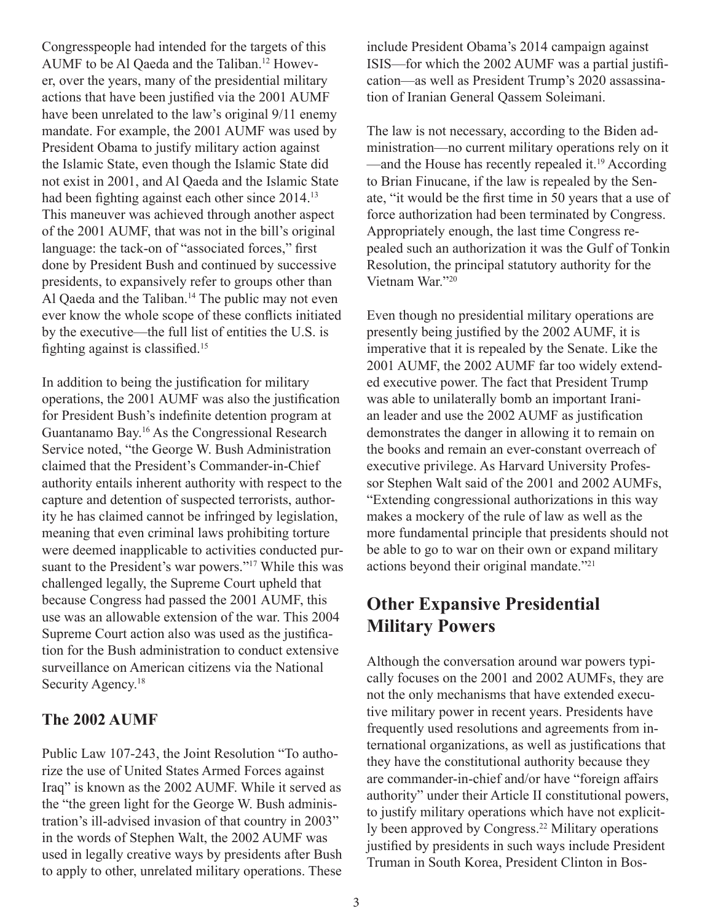Congresspeople had intended for the targets of this AUMF to be Al Qaeda and the Taliban.[12] However, over the years, many of the presidential military actions that have been justified via the 2001 AUMF have been unrelated to the law's original 9/11 enemy mandate. For example, the 2001 AUMF was used by President Obama to justify military action against the Islamic State, even though the Islamic State did not exist in 2001, and Al Qaeda and the Islamic State had been fighting against each other since 2014.[13] This maneuver was achieved through another aspect of the 2001 AUMF, that was not in the bill's original language: the tack-on of "associated forces," first done by President Bush and continued by successive presidents, to expansively refer to groups other than Al Qaeda and the Taliban.[14] The public may not even ever know the whole scope of these conflicts initiated by the executive—the full list of entities the U.S. is fighting against is classified.[15]

In addition to being the justification for military operations, the 2001 AUMF was also the justification for President Bush's indefinite detention program at Guantanamo Bay.[16] As the Congressional Research Service noted, "the George W. Bush Administration claimed that the President's Commander-in-Chief authority entails inherent authority with respect to the capture and detention of suspected terrorists, authority he has claimed cannot be infringed by legislation, meaning that even criminal laws prohibiting torture were deemed inapplicable to activities conducted pursuant to the President's war powers."[17] While this was challenged legally, the Supreme Court upheld that because Congress had passed the 2001 AUMF, this use was an allowable extension of the war. This 2004 Supreme Court action also was used as the justification for the Bush administration to conduct extensive surveillance on American citizens via the National Security Agency.[18]

### The 2002 AUMF

Public Law 107-243, the Joint Resolution "To authorize the use of United States Armed Forces against Iraq" is known as the 2002 AUMF. While it served as the "the green light for the George W. Bush administration's ill-advised invasion of that country in 2003" in the words of Stephen Walt, the 2002 AUMF was used in legally creative ways by presidents after Bush to apply to other, unrelated military operations. These include President Obama's 2014 campaign against ISIS—for which the 2002 AUMF was a partial justification—as well as President Trump's 2020 assassination of Iranian General Qassem Soleimani.

The law is not necessary, according to the Biden administration—no current military operations rely on it —and the House has recently repealed it.[19] According to Brian Finucane, if the law is repealed by the Senate, "it would be the first time in 50 years that a use of force authorization had been terminated by Congress. Appropriately enough, the last time Congress repealed such an authorization it was the Gulf of Tonkin Resolution, the principal statutory authority for the Vietnam War."[20]

Even though no presidential military operations are presently being justified by the 2002 AUMF, it is imperative that it is repealed by the Senate. Like the 2001 AUMF, the 2002 AUMF far too widely extended executive power. The fact that President Trump was able to unilaterally bomb an important Iranian leader and use the 2002 AUMF as justification demonstrates the danger in allowing it to remain on the books and remain an ever-constant overreach of executive privilege. As Harvard University Professor Stephen Walt said of the 2001 and 2002 AUMFs, "Extending congressional authorizations in this way makes a mockery of the rule of law as well as the more fundamental principle that presidents should not be able to go to war on their own or expand military actions beyond their original mandate."[21]

## Other Expansive Presidential Military Powers

Although the conversation around war powers typically focuses on the 2001 and 2002 AUMFs, they are not the only mechanisms that have extended executive military power in recent years. Presidents have frequently used resolutions and agreements from international organizations, as well as justifications that they have the constitutional authority because they are commander-in-chief and/or have "foreign affairs authority" under their Article II constitutional powers, to justify military operations which have not explicitly been approved by Congress.[22] Military operations justified by presidents in such ways include President Truman in South Korea, President Clinton in Bos-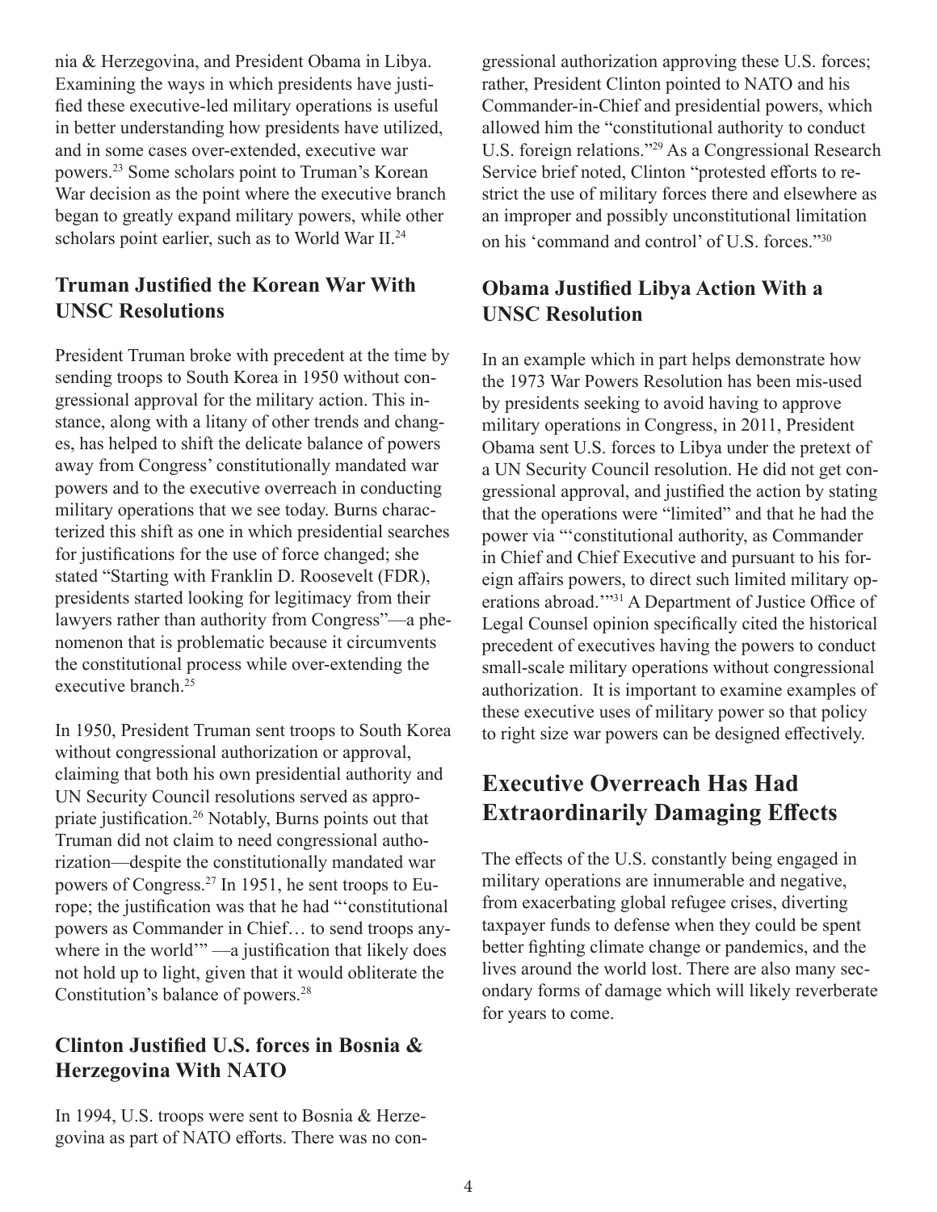nia & Herzegovina, and President Obama in Libya. Examining the ways in which presidents have justified these executive-led military operations is useful in better understanding how presidents have utilized, and in some cases over-extended, executive war powers.[23] Some scholars point to Truman's Korean War decision as the point where the executive branch began to greatly expand military powers, while other scholars point earlier, such as to World War II.[24]

### Truman Justified the Korean War With UNSC Resolutions

President Truman broke with precedent at the time by sending troops to South Korea in 1950 without congressional approval for the military action. This instance, along with a litany of other trends and changes, has helped to shift the delicate balance of powers away from Congress' constitutionally mandated war powers and to the executive overreach in conducting military operations that we see today. Burns characterized this shift as one in which presidential searches for justifications for the use of force changed; she stated "Starting with Franklin D. Roosevelt (FDR), presidents started looking for legitimacy from their lawyers rather than authority from Congress"—a phenomenon that is problematic because it circumvents the constitutional process while over-extending the executive branch.[25]

In 1950, President Truman sent troops to South Korea without congressional authorization or approval, claiming that both his own presidential authority and UN Security Council resolutions served as appropriate justification.[26] Notably, Burns points out that Truman did not claim to need congressional authorization—despite the constitutionally mandated war powers of Congress.[27] In 1951, he sent troops to Europe; the justification was that he had "'constitutional powers as Commander in Chief… to send troops anywhere in the world'" —a justification that likely does not hold up to light, given that it would obliterate the Constitution's balance of powers.[28]

### Clinton Justified U.S. forces in Bosnia & Herzegovina With NATO

In 1994, U.S. troops were sent to Bosnia & Herzegovina as part of NATO efforts. There was no congressional authorization approving these U.S. forces; rather, President Clinton pointed to NATO and his Commander-in-Chief and presidential powers, which allowed him the "constitutional authority to conduct U.S. foreign relations."[29] As a Congressional Research Service brief noted, Clinton "protested efforts to restrict the use of military forces there and elsewhere as an improper and possibly unconstitutional limitation on his 'command and control' of U.S. forces."[30]

### Obama Justified Libya Action With a UNSC Resolution

In an example which in part helps demonstrate how the 1973 War Powers Resolution has been mis-used by presidents seeking to avoid having to approve military operations in Congress, in 2011, President Obama sent U.S. forces to Libya under the pretext of a UN Security Council resolution. He did not get congressional approval, and justified the action by stating that the operations were "limited" and that he had the power via "'constitutional authority, as Commander in Chief and Chief Executive and pursuant to his foreign affairs powers, to direct such limited military operations abroad.'"[31] A Department of Justice Office of Legal Counsel opinion specifically cited the historical precedent of executives having the powers to conduct small-scale military operations without congressional authorization. It is important to examine examples of these executive uses of military power so that policy to right size war powers can be designed effectively.

## Executive Overreach Has Had Extraordinarily Damaging Effects

The effects of the U.S. constantly being engaged in military operations are innumerable and negative, from exacerbating global refugee crises, diverting taxpayer funds to defense when they could be spent better fighting climate change or pandemics, and the lives around the world lost. There are also many secondary forms of damage which will likely reverberate for years to come.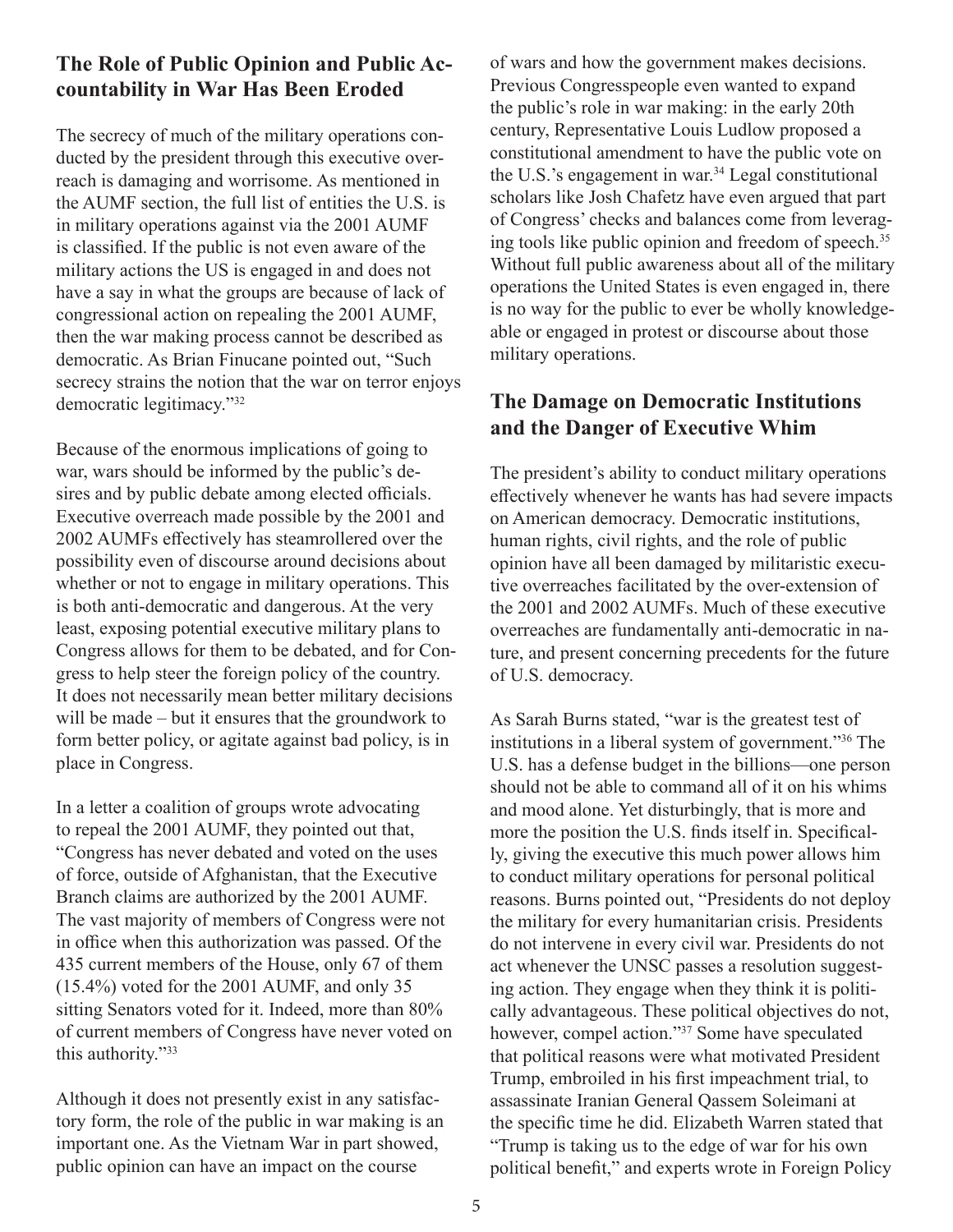## The Role of Public Opinion and Public Accountability in War Has Been Eroded

The secrecy of much of the military operations conducted by the president through this executive overreach is damaging and worrisome. As mentioned in the AUMF section, the full list of entities the U.S. is in military operations against via the 2001 AUMF is classified. If the public is not even aware of the military actions the US is engaged in and does not have a say in what the groups are because of lack of congressional action on repealing the 2001 AUMF, then the war making process cannot be described as democratic. As Brian Finucane pointed out, "Such secrecy strains the notion that the war on terror enjoys democratic legitimacy."[32]

Because of the enormous implications of going to war, wars should be informed by the public's desires and by public debate among elected officials. Executive overreach made possible by the 2001 and 2002 AUMFs effectively has steamrollered over the possibility even of discourse around decisions about whether or not to engage in military operations. This is both anti-democratic and dangerous. At the very least, exposing potential executive military plans to Congress allows for them to be debated, and for Congress to help steer the foreign policy of the country. It does not necessarily mean better military decisions will be made – but it ensures that the groundwork to form better policy, or agitate against bad policy, is in place in Congress.

In a letter a coalition of groups wrote advocating to repeal the 2001 AUMF, they pointed out that, "Congress has never debated and voted on the uses of force, outside of Afghanistan, that the Executive Branch claims are authorized by the 2001 AUMF. The vast majority of members of Congress were not in office when this authorization was passed. Of the 435 current members of the House, only 67 of them (15.4%) voted for the 2001 AUMF, and only 35 sitting Senators voted for it. Indeed, more than 80% of current members of Congress have never voted on this authority."[33]

Although it does not presently exist in any satisfactory form, the role of the public in war making is an important one. As the Vietnam War in part showed, public opinion can have an impact on the course of wars and how the government makes decisions. Previous Congresspeople even wanted to expand the public's role in war making: in the early 20th century, Representative Louis Ludlow proposed a constitutional amendment to have the public vote on the U.S.'s engagement in war.[34] Legal constitutional scholars like Josh Chafetz have even argued that part of Congress' checks and balances come from leveraging tools like public opinion and freedom of speech.[35] Without full public awareness about all of the military operations the United States is even engaged in, there is no way for the public to ever be wholly knowledgeable or engaged in protest or discourse about those military operations.

## The Damage on Democratic Institutions and the Danger of Executive Whim

The president's ability to conduct military operations effectively whenever he wants has had severe impacts on American democracy. Democratic institutions, human rights, civil rights, and the role of public opinion have all been damaged by militaristic executive overreaches facilitated by the over-extension of the 2001 and 2002 AUMFs. Much of these executive overreaches are fundamentally anti-democratic in nature, and present concerning precedents for the future of U.S. democracy.

As Sarah Burns stated, "war is the greatest test of institutions in a liberal system of government."[36] The U.S. has a defense budget in the billions—one person should not be able to command all of it on his whims and mood alone. Yet disturbingly, that is more and more the position the U.S. finds itself in. Specifically, giving the executive this much power allows him to conduct military operations for personal political reasons. Burns pointed out, "Presidents do not deploy the military for every humanitarian crisis. Presidents do not intervene in every civil war. Presidents do not act whenever the UNSC passes a resolution suggesting action. They engage when they think it is politically advantageous. These political objectives do not, however, compel action."[37] Some have speculated that political reasons were what motivated President Trump, embroiled in his first impeachment trial, to assassinate Iranian General Qassem Soleimani at the specific time he did. Elizabeth Warren stated that "Trump is taking us to the edge of war for his own political benefit," and experts wrote in Foreign Policy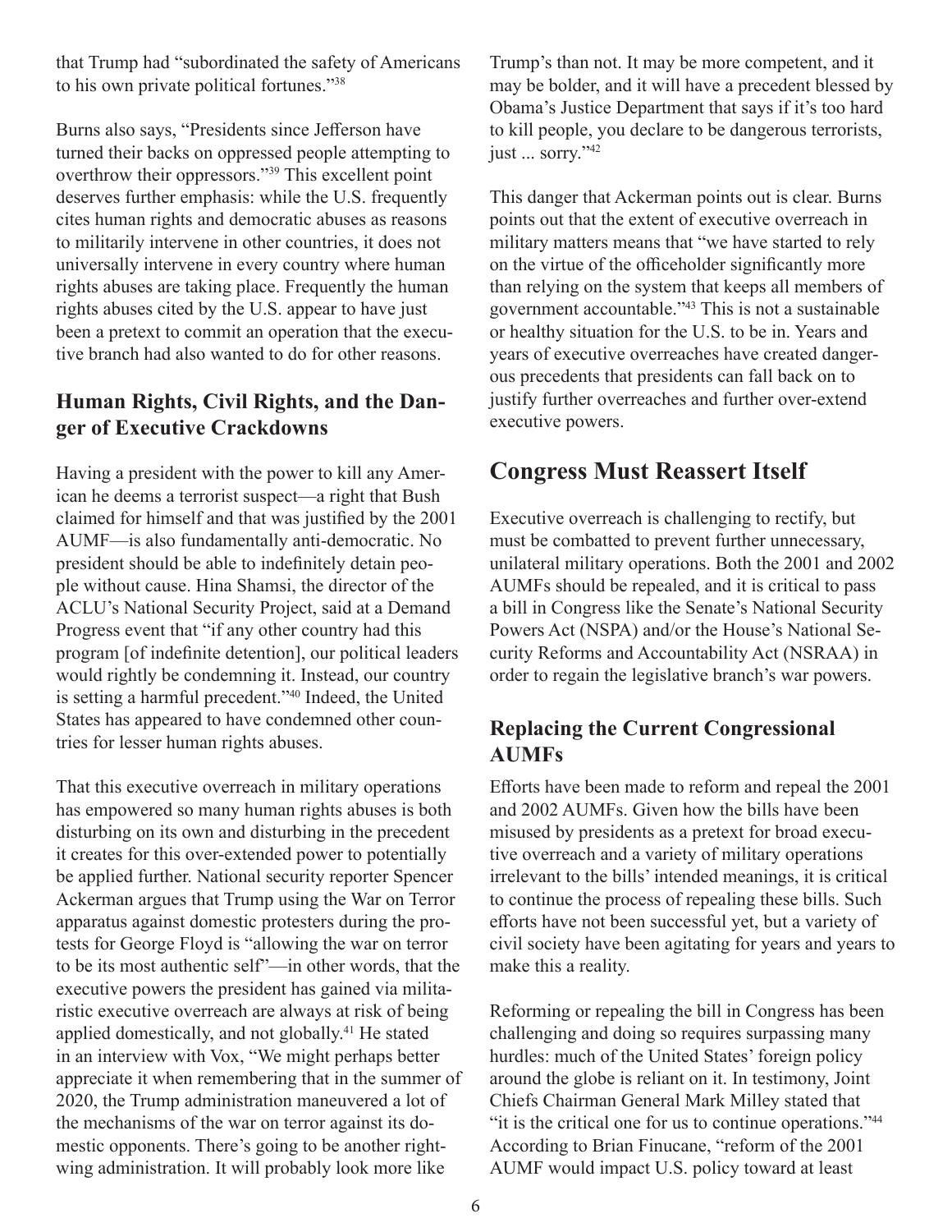that Trump had "subordinated the safety of Americans to his own private political fortunes."[38]

Burns also says, "Presidents since Jefferson have turned their backs on oppressed people attempting to overthrow their oppressors."[39] This excellent point deserves further emphasis: while the U.S. frequently cites human rights and democratic abuses as reasons to militarily intervene in other countries, it does not universally intervene in every country where human rights abuses are taking place. Frequently the human rights abuses cited by the U.S. appear to have just been a pretext to commit an operation that the executive branch had also wanted to do for other reasons.

### Human Rights, Civil Rights, and the Danger of Executive Crackdowns

Having a president with the power to kill any American he deems a terrorist suspect—a right that Bush claimed for himself and that was justified by the 2001 AUMF—is also fundamentally anti-democratic. No president should be able to indefinitely detain people without cause. Hina Shamsi, the director of the ACLU's National Security Project, said at a Demand Progress event that "if any other country had this program [of indefinite detention], our political leaders would rightly be condemning it. Instead, our country is setting a harmful precedent."[40] Indeed, the United States has appeared to have condemned other countries for lesser human rights abuses.

That this executive overreach in military operations has empowered so many human rights abuses is both disturbing on its own and disturbing in the precedent it creates for this over-extended power to potentially be applied further. National security reporter Spencer Ackerman argues that Trump using the War on Terror apparatus against domestic protesters during the protests for George Floyd is "allowing the war on terror to be its most authentic self"—in other words, that the executive powers the president has gained via militaristic executive overreach are always at risk of being applied domestically, and not globally.[41] He stated in an interview with Vox, "We might perhaps better appreciate it when remembering that in the summer of 2020, the Trump administration maneuvered a lot of the mechanisms of the war on terror against its domestic opponents. There's going to be another right-wing administration. It will probably look more like Trump's than not. It may be more competent, and it may be bolder, and it will have a precedent blessed by Obama's Justice Department that says if it's too hard to kill people, you declare to be dangerous terrorists, just ... sorry."[42]

This danger that Ackerman points out is clear. Burns points out that the extent of executive overreach in military matters means that "we have started to rely on the virtue of the officeholder significantly more than relying on the system that keeps all members of government accountable."[43] This is not a sustainable or healthy situation for the U.S. to be in. Years and years of executive overreaches have created dangerous precedents that presidents can fall back on to justify further overreaches and further over-extend executive powers.

## Congress Must Reassert Itself

Executive overreach is challenging to rectify, but must be combatted to prevent further unnecessary, unilateral military operations. Both the 2001 and 2002 AUMFs should be repealed, and it is critical to pass a bill in Congress like the Senate's National Security Powers Act (NSPA) and/or the House's National Security Reforms and Accountability Act (NSRAA) in order to regain the legislative branch's war powers.

### Replacing the Current Congressional AUMFs

Efforts have been made to reform and repeal the 2001 and 2002 AUMFs. Given how the bills have been misused by presidents as a pretext for broad executive overreach and a variety of military operations irrelevant to the bills' intended meanings, it is critical to continue the process of repealing these bills. Such efforts have not been successful yet, but a variety of civil society have been agitating for years and years to make this a reality.

Reforming or repealing the bill in Congress has been challenging and doing so requires surpassing many hurdles: much of the United States' foreign policy around the globe is reliant on it. In testimony, Joint Chiefs Chairman General Mark Milley stated that "it is the critical one for us to continue operations."[44] According to Brian Finucane, "reform of the 2001 AUMF would impact U.S. policy toward at least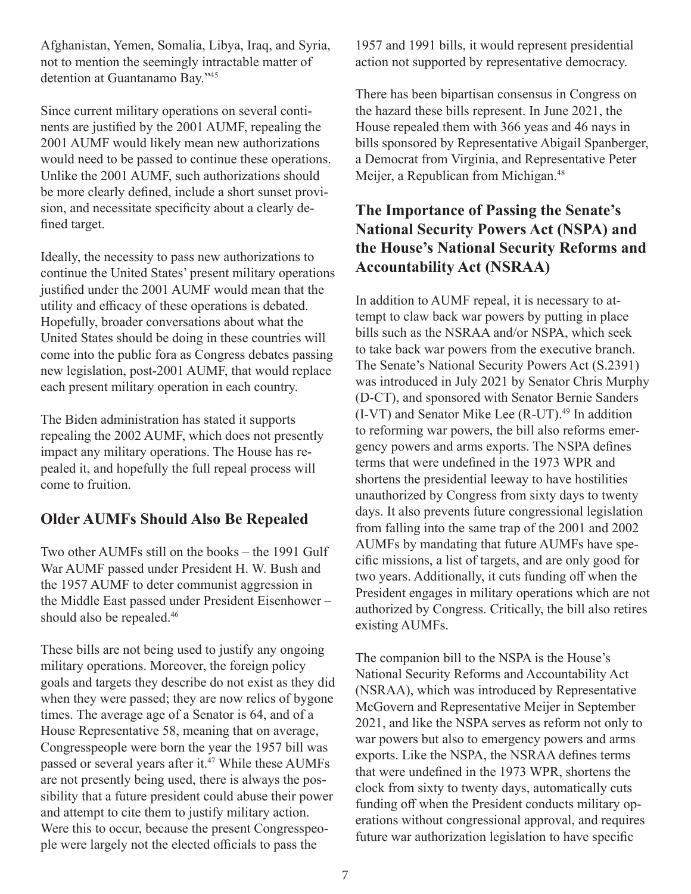Afghanistan, Yemen, Somalia, Libya, Iraq, and Syria, not to mention the seemingly intractable matter of detention at Guantanamo Bay."[45]

Since current military operations on several continents are justified by the 2001 AUMF, repealing the 2001 AUMF would likely mean new authorizations would need to be passed to continue these operations. Unlike the 2001 AUMF, such authorizations should be more clearly defined, include a short sunset provision, and necessitate specificity about a clearly defined target.

Ideally, the necessity to pass new authorizations to continue the United States' present military operations justified under the 2001 AUMF would mean that the utility and efficacy of these operations is debated. Hopefully, broader conversations about what the United States should be doing in these countries will come into the public fora as Congress debates passing new legislation, post-2001 AUMF, that would replace each present military operation in each country.

The Biden administration has stated it supports repealing the 2002 AUMF, which does not presently impact any military operations. The House has repealed it, and hopefully the full repeal process will come to fruition.

## Older AUMFs Should Also Be Repealed

Two other AUMFs still on the books – the 1991 Gulf War AUMF passed under President H. W. Bush and the 1957 AUMF to deter communist aggression in the Middle East passed under President Eisenhower – should also be repealed.[46]

These bills are not being used to justify any ongoing military operations. Moreover, the foreign policy goals and targets they describe do not exist as they did when they were passed; they are now relics of bygone times. The average age of a Senator is 64, and of a House Representative 58, meaning that on average, Congresspeople were born the year the 1957 bill was passed or several years after it.[47] While these AUMFs are not presently being used, there is always the possibility that a future president could abuse their power and attempt to cite them to justify military action. Were this to occur, because the present Congresspeople were largely not the elected officials to pass the 1957 and 1991 bills, it would represent presidential action not supported by representative democracy.

There has been bipartisan consensus in Congress on the hazard these bills represent. In June 2021, the House repealed them with 366 yeas and 46 nays in bills sponsored by Representative Abigail Spanberger, a Democrat from Virginia, and Representative Peter Meijer, a Republican from Michigan.[48]

## The Importance of Passing the Senate's National Security Powers Act (NSPA) and the House's National Security Reforms and Accountability Act (NSRAA)

In addition to AUMF repeal, it is necessary to attempt to claw back war powers by putting in place bills such as the NSRAA and/or NSPA, which seek to take back war powers from the executive branch. The Senate's National Security Powers Act (S.2391) was introduced in July 2021 by Senator Chris Murphy (D-CT), and sponsored with Senator Bernie Sanders (I-VT) and Senator Mike Lee (R-UT).[49] In addition to reforming war powers, the bill also reforms emergency powers and arms exports. The NSPA defines terms that were undefined in the 1973 WPR and shortens the presidential leeway to have hostilities unauthorized by Congress from sixty days to twenty days. It also prevents future congressional legislation from falling into the same trap of the 2001 and 2002 AUMFs by mandating that future AUMFs have specific missions, a list of targets, and are only good for two years. Additionally, it cuts funding off when the President engages in military operations which are not authorized by Congress. Critically, the bill also retires existing AUMFs.

The companion bill to the NSPA is the House's National Security Reforms and Accountability Act (NSRAA), which was introduced by Representative McGovern and Representative Meijer in September 2021, and like the NSPA serves as reform not only to war powers but also to emergency powers and arms exports. Like the NSPA, the NSRAA defines terms that were undefined in the 1973 WPR, shortens the clock from sixty to twenty days, automatically cuts funding off when the President conducts military operations without congressional approval, and requires future war authorization legislation to have specific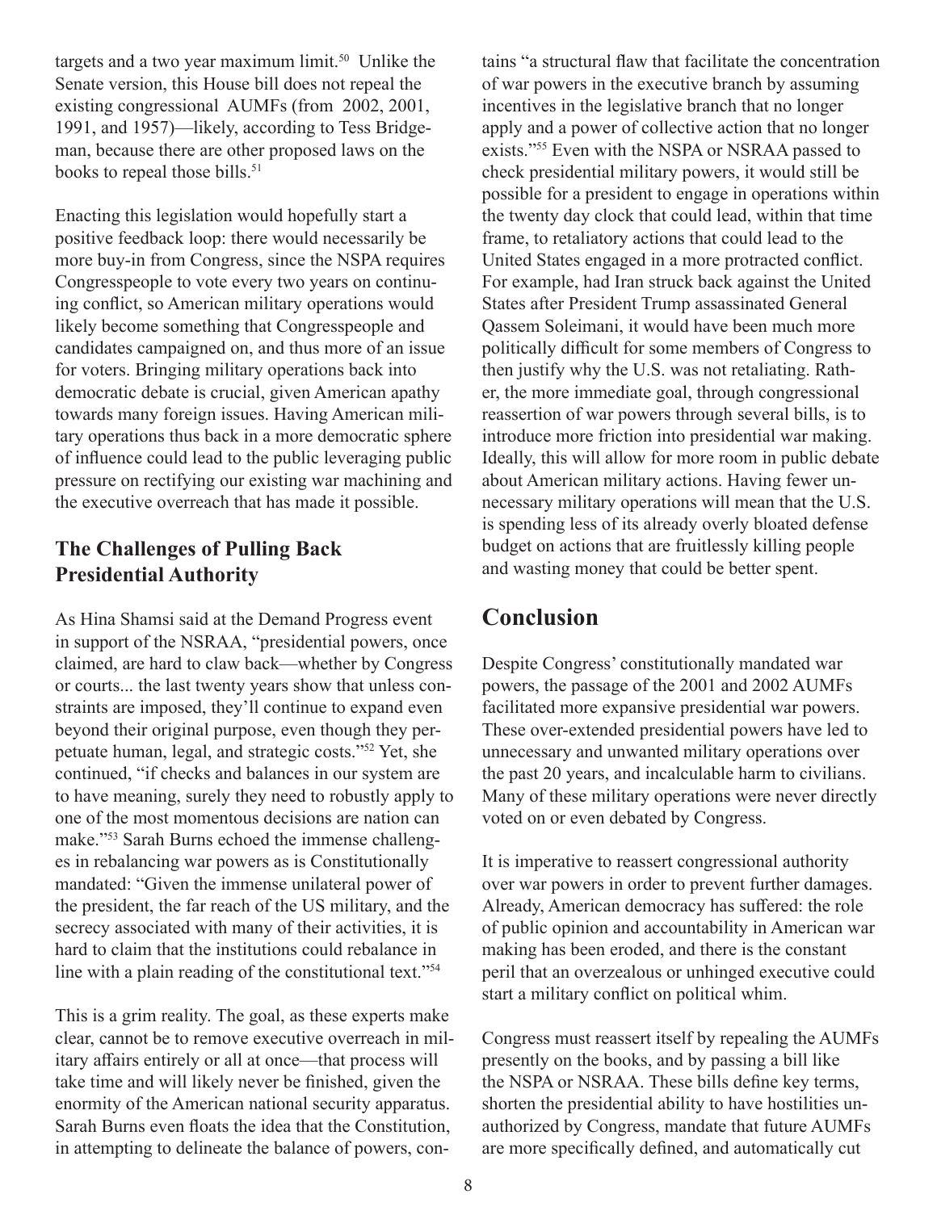targets and a two year maximum limit.[50] Unlike the Senate version, this House bill does not repeal the existing congressional AUMFs (from 2002, 2001, 1991, and 1957)—likely, according to Tess Bridgeman, because there are other proposed laws on the books to repeal those bills.[51]

Enacting this legislation would hopefully start a positive feedback loop: there would necessarily be more buy-in from Congress, since the NSPA requires Congresspeople to vote every two years on continuing conflict, so American military operations would likely become something that Congresspeople and candidates campaigned on, and thus more of an issue for voters. Bringing military operations back into democratic debate is crucial, given American apathy towards many foreign issues. Having American military operations thus back in a more democratic sphere of influence could lead to the public leveraging public pressure on rectifying our existing war machining and the executive overreach that has made it possible.

### The Challenges of Pulling Back Presidential Authority

As Hina Shamsi said at the Demand Progress event in support of the NSRAA, "presidential powers, once claimed, are hard to claw back—whether by Congress or courts... the last twenty years show that unless constraints are imposed, they'll continue to expand even beyond their original purpose, even though they perpetuate human, legal, and strategic costs."[52] Yet, she continued, "if checks and balances in our system are to have meaning, surely they need to robustly apply to one of the most momentous decisions are nation can make."[53] Sarah Burns echoed the immense challenges in rebalancing war powers as is Constitutionally mandated: "Given the immense unilateral power of the president, the far reach of the US military, and the secrecy associated with many of their activities, it is hard to claim that the institutions could rebalance in line with a plain reading of the constitutional text."[54]

This is a grim reality. The goal, as these experts make clear, cannot be to remove executive overreach in military affairs entirely or all at once—that process will take time and will likely never be finished, given the enormity of the American national security apparatus. Sarah Burns even floats the idea that the Constitution, in attempting to delineate the balance of powers, contains "a structural flaw that facilitate the concentration of war powers in the executive branch by assuming incentives in the legislative branch that no longer apply and a power of collective action that no longer exists."[55] Even with the NSPA or NSRAA passed to check presidential military powers, it would still be possible for a president to engage in operations within the twenty day clock that could lead, within that time frame, to retaliatory actions that could lead to the United States engaged in a more protracted conflict. For example, had Iran struck back against the United States after President Trump assassinated General Qassem Soleimani, it would have been much more politically difficult for some members of Congress to then justify why the U.S. was not retaliating. Rather, the more immediate goal, through congressional reassertion of war powers through several bills, is to introduce more friction into presidential war making. Ideally, this will allow for more room in public debate about American military actions. Having fewer unnecessary military operations will mean that the U.S. is spending less of its already overly bloated defense budget on actions that are fruitlessly killing people and wasting money that could be better spent.

## Conclusion

Despite Congress' constitutionally mandated war powers, the passage of the 2001 and 2002 AUMFs facilitated more expansive presidential war powers. These over-extended presidential powers have led to unnecessary and unwanted military operations over the past 20 years, and incalculable harm to civilians. Many of these military operations were never directly voted on or even debated by Congress.

It is imperative to reassert congressional authority over war powers in order to prevent further damages. Already, American democracy has suffered: the role of public opinion and accountability in American war making has been eroded, and there is the constant peril that an overzealous or unhinged executive could start a military conflict on political whim.

Congress must reassert itself by repealing the AUMFs presently on the books, and by passing a bill like the NSPA or NSRAA. These bills define key terms, shorten the presidential ability to have hostilities unauthorized by Congress, mandate that future AUMFs are more specifically defined, and automatically cut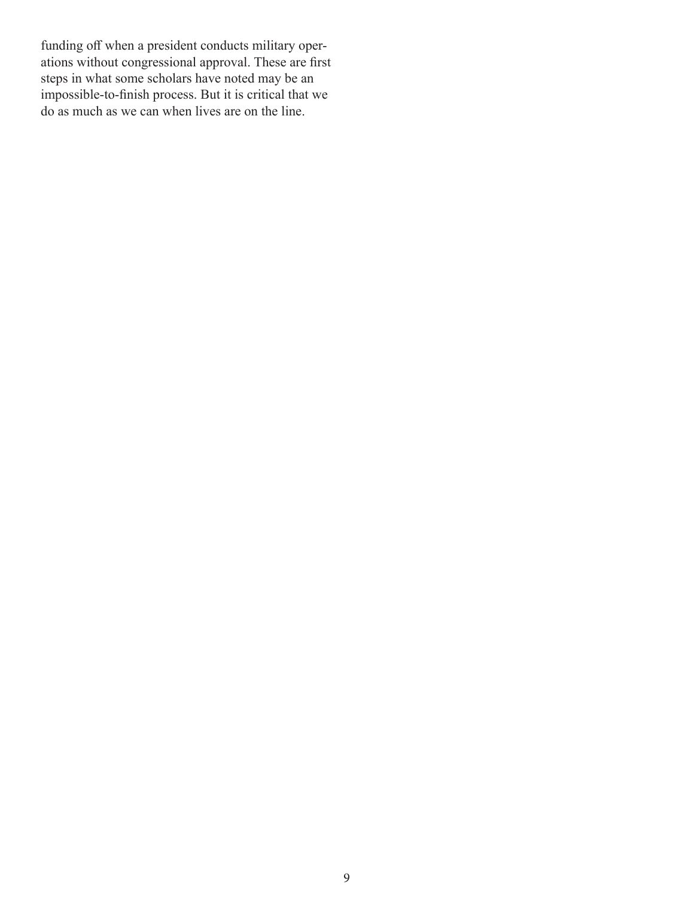funding off when a president conducts military operations without congressional approval. These are first steps in what some scholars have noted may be an impossible-to-finish process. But it is critical that we do as much as we can when lives are on the line.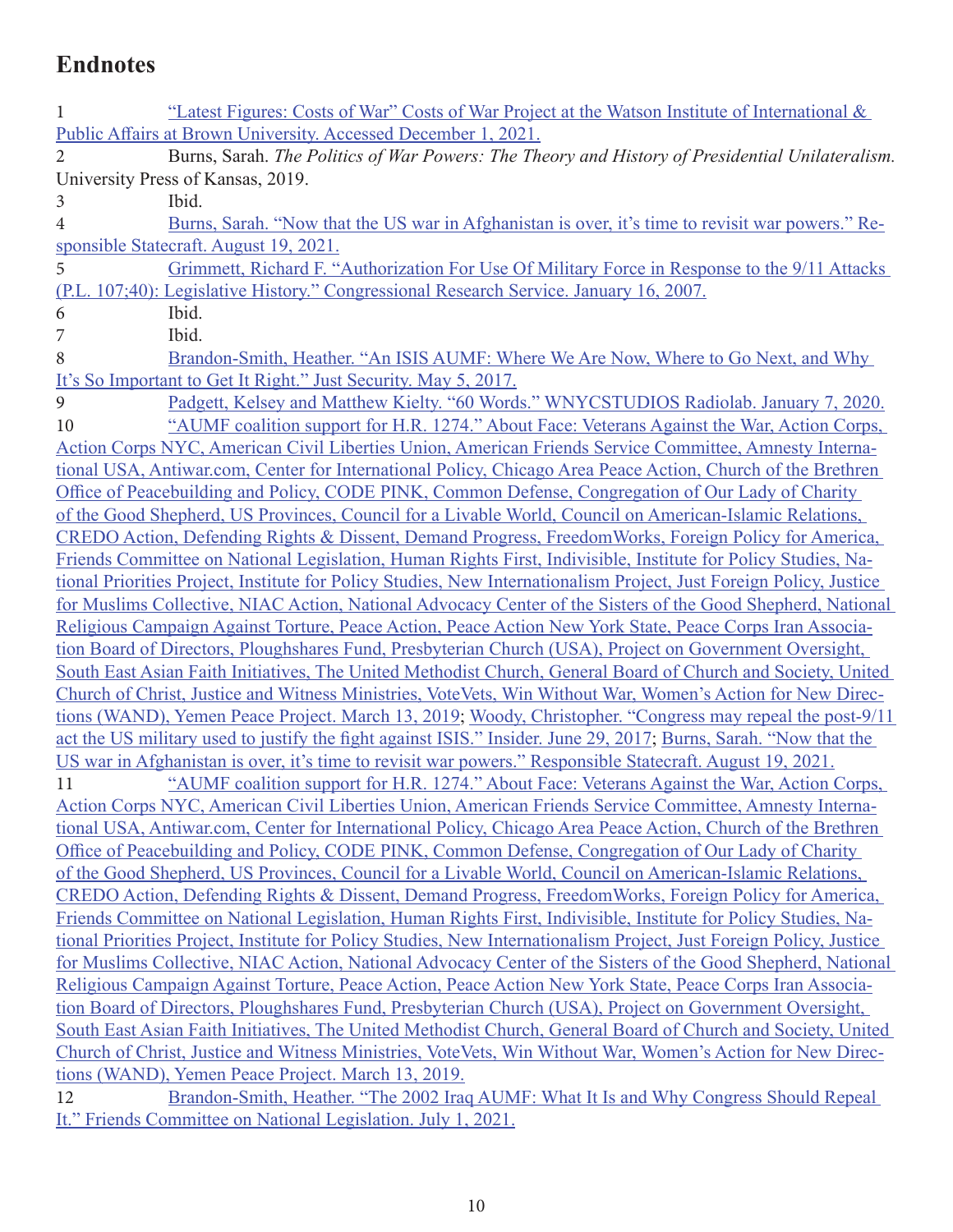# Endnotes

1 "Latest Figures: Costs of War" Costs of War Project at the Watson Institute of International & Public Affairs at Brown University. Accessed December 1, 2021.

2 Burns, Sarah. *The Politics of War Powers: The Theory and History of Presidential Unilateralism.* University Press of Kansas, 2019.

3 Ibid.

4 Burns, Sarah. "Now that the US war in Afghanistan is over, it's time to revisit war powers." Responsible Statecraft. August 19, 2021.

5 Grimmett, Richard F. "Authorization For Use Of Military Force in Response to the 9/11 Attacks (P.L. 107;40): Legislative History." Congressional Research Service. January 16, 2007.

6 Ibid.

7 Ibid.

8 Brandon-Smith, Heather. "An ISIS AUMF: Where We Are Now, Where to Go Next, and Why It's So Important to Get It Right." Just Security. May 5, 2017.

9 Padgett, Kelsey and Matthew Kielty. "60 Words." WNYCSTUDIOS Radiolab. January 7, 2020.

10 "AUMF coalition support for H.R. 1274." About Face: Veterans Against the War, Action Corps, Action Corps NYC, American Civil Liberties Union, American Friends Service Committee, Amnesty International USA, Antiwar.com, Center for International Policy, Chicago Area Peace Action, Church of the Brethren Office of Peacebuilding and Policy, CODE PINK, Common Defense, Congregation of Our Lady of Charity of the Good Shepherd, US Provinces, Council for a Livable World, Council on American-Islamic Relations, CREDO Action, Defending Rights & Dissent, Demand Progress, FreedomWorks, Foreign Policy for America, Friends Committee on National Legislation, Human Rights First, Indivisible, Institute for Policy Studies, National Priorities Project, Institute for Policy Studies, New Internationalism Project, Just Foreign Policy, Justice for Muslims Collective, NIAC Action, National Advocacy Center of the Sisters of the Good Shepherd, National Religious Campaign Against Torture, Peace Action, Peace Action New York State, Peace Corps Iran Association Board of Directors, Ploughshares Fund, Presbyterian Church (USA), Project on Government Oversight, South East Asian Faith Initiatives, The United Methodist Church, General Board of Church and Society, United Church of Christ, Justice and Witness Ministries, VoteVets, Win Without War, Women's Action for New Directions (WAND), Yemen Peace Project. March 13, 2019; Woody, Christopher. "Congress may repeal the post-9/11 act the US military used to justify the fight against ISIS." Insider. June 29, 2017; Burns, Sarah. "Now that the US war in Afghanistan is over, it's time to revisit war powers." Responsible Statecraft. August 19, 2021.

11 "AUMF coalition support for H.R. 1274." About Face: Veterans Against the War, Action Corps, Action Corps NYC, American Civil Liberties Union, American Friends Service Committee, Amnesty International USA, Antiwar.com, Center for International Policy, Chicago Area Peace Action, Church of the Brethren Office of Peacebuilding and Policy, CODE PINK, Common Defense, Congregation of Our Lady of Charity of the Good Shepherd, US Provinces, Council for a Livable World, Council on American-Islamic Relations, CREDO Action, Defending Rights & Dissent, Demand Progress, FreedomWorks, Foreign Policy for America, Friends Committee on National Legislation, Human Rights First, Indivisible, Institute for Policy Studies, National Priorities Project, Institute for Policy Studies, New Internationalism Project, Just Foreign Policy, Justice for Muslims Collective, NIAC Action, National Advocacy Center of the Sisters of the Good Shepherd, National Religious Campaign Against Torture, Peace Action, Peace Action New York State, Peace Corps Iran Association Board of Directors, Ploughshares Fund, Presbyterian Church (USA), Project on Government Oversight, South East Asian Faith Initiatives, The United Methodist Church, General Board of Church and Society, United Church of Christ, Justice and Witness Ministries, VoteVets, Win Without War, Women's Action for New Directions (WAND), Yemen Peace Project. March 13, 2019.

12 Brandon-Smith, Heather. "The 2002 Iraq AUMF: What It Is and Why Congress Should Repeal It." Friends Committee on National Legislation. July 1, 2021.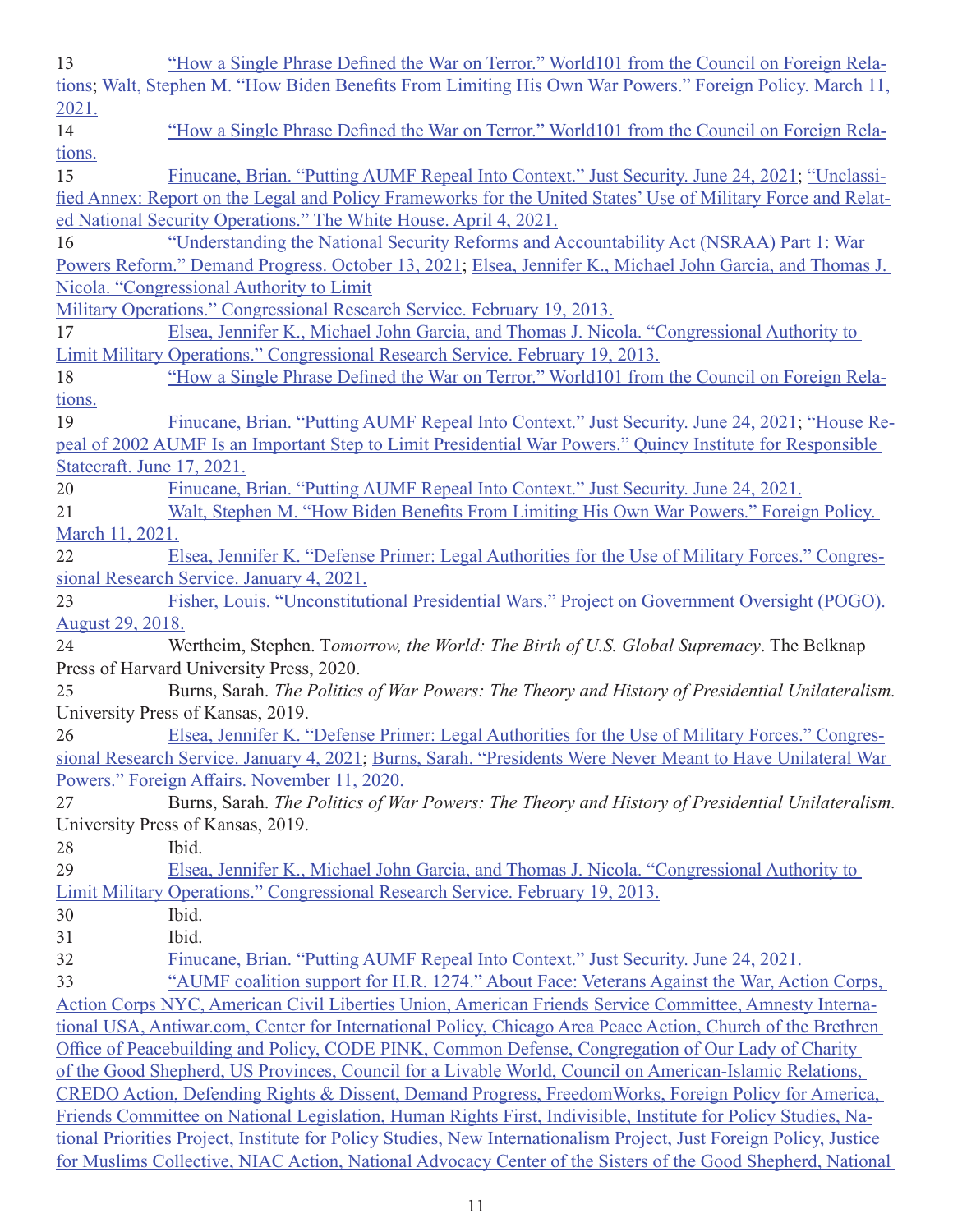13 "How a Single Phrase Defined the War on Terror." World101 from the Council on Foreign Relations; Walt, Stephen M. "How Biden Benefits From Limiting His Own War Powers." Foreign Policy. March 11, 2021.

14 "How a Single Phrase Defined the War on Terror." World101 from the Council on Foreign Relations.

15 Finucane, Brian. "Putting AUMF Repeal Into Context." Just Security. June 24, 2021; "Unclassified Annex: Report on the Legal and Policy Frameworks for the United States' Use of Military Force and Related National Security Operations." The White House. April 4, 2021.

16 "Understanding the National Security Reforms and Accountability Act (NSRAA) Part 1: War Powers Reform." Demand Progress. October 13, 2021; Elsea, Jennifer K., Michael John Garcia, and Thomas J. Nicola. "Congressional Authority to Limit Military Operations." Congressional Research Service. February 19, 2013.

17 Elsea, Jennifer K., Michael John Garcia, and Thomas J. Nicola. "Congressional Authority to Limit Military Operations." Congressional Research Service. February 19, 2013.

18 "How a Single Phrase Defined the War on Terror." World101 from the Council on Foreign Relations.

19 Finucane, Brian. "Putting AUMF Repeal Into Context." Just Security. June 24, 2021; "House Repeal of 2002 AUMF Is an Important Step to Limit Presidential War Powers." Quincy Institute for Responsible Statecraft. June 17, 2021.

20 Finucane, Brian. "Putting AUMF Repeal Into Context." Just Security. June 24, 2021.

21 Walt, Stephen M. "How Biden Benefits From Limiting His Own War Powers." Foreign Policy. March 11, 2021.

22 Elsea, Jennifer K. "Defense Primer: Legal Authorities for the Use of Military Forces." Congressional Research Service. January 4, 2021.

23 Fisher, Louis. "Unconstitutional Presidential Wars." Project on Government Oversight (POGO). August 29, 2018.

24 Wertheim, Stephen. T*omorrow, the World: The Birth of U.S. Global Supremacy*. The Belknap Press of Harvard University Press, 2020.

25 Burns, Sarah. *The Politics of War Powers: The Theory and History of Presidential Unilateralism.* University Press of Kansas, 2019.

26 Elsea, Jennifer K. "Defense Primer: Legal Authorities for the Use of Military Forces." Congressional Research Service. January 4, 2021; Burns, Sarah. "Presidents Were Never Meant to Have Unilateral War Powers." Foreign Affairs. November 11, 2020.

27 Burns, Sarah. *The Politics of War Powers: The Theory and History of Presidential Unilateralism.* University Press of Kansas, 2019.

28 Ibid.

29 Elsea, Jennifer K., Michael John Garcia, and Thomas J. Nicola. "Congressional Authority to Limit Military Operations." Congressional Research Service. February 19, 2013.

30 Ibid.

31 Ibid.

32 Finucane, Brian. "Putting AUMF Repeal Into Context." Just Security. June 24, 2021.

33 "AUMF coalition support for H.R. 1274." About Face: Veterans Against the War, Action Corps, Action Corps NYC, American Civil Liberties Union, American Friends Service Committee, Amnesty International USA, Antiwar.com, Center for International Policy, Chicago Area Peace Action, Church of the Brethren Office of Peacebuilding and Policy, CODE PINK, Common Defense, Congregation of Our Lady of Charity of the Good Shepherd, US Provinces, Council for a Livable World, Council on American-Islamic Relations, CREDO Action, Defending Rights & Dissent, Demand Progress, FreedomWorks, Foreign Policy for America, Friends Committee on National Legislation, Human Rights First, Indivisible, Institute for Policy Studies, National Priorities Project, Institute for Policy Studies, New Internationalism Project, Just Foreign Policy, Justice for Muslims Collective, NIAC Action, National Advocacy Center of the Sisters of the Good Shepherd, National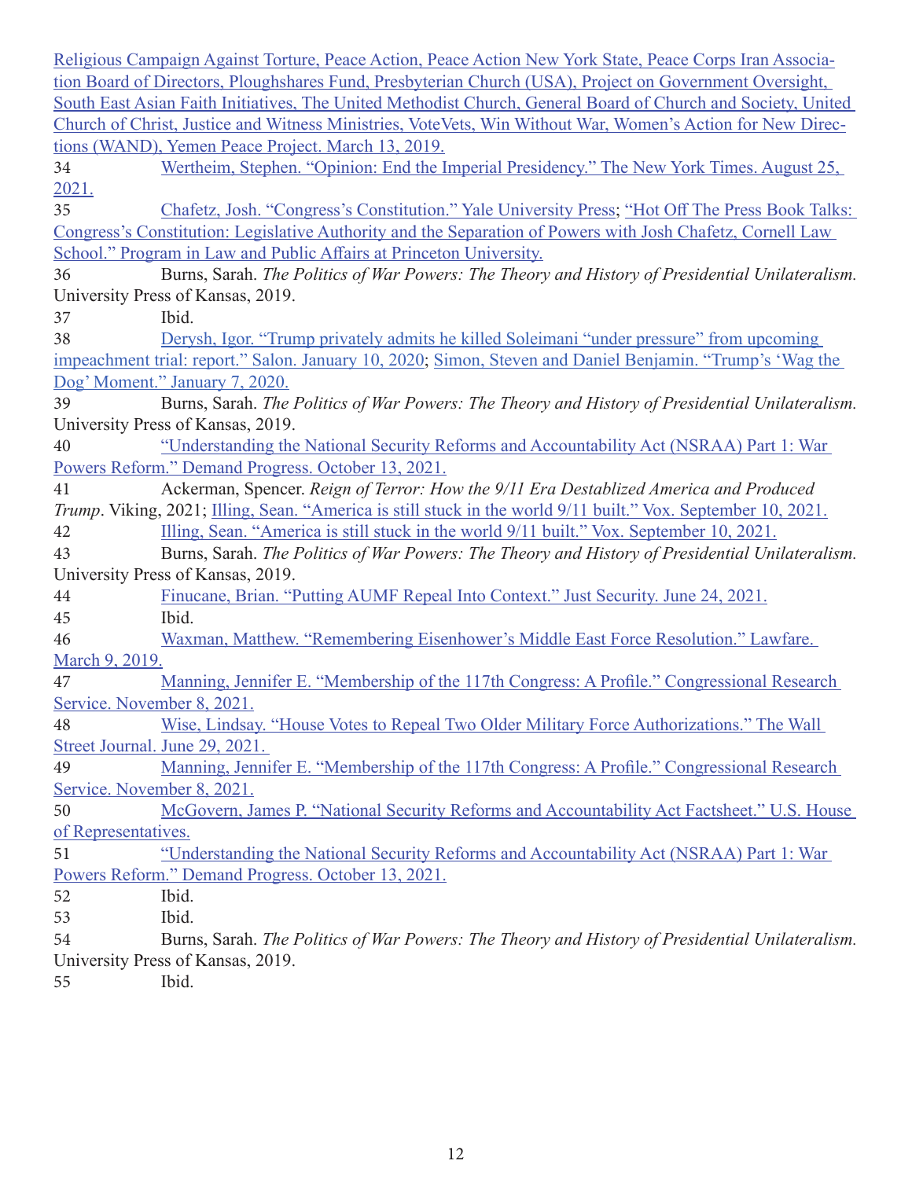Religious Campaign Against Torture, Peace Action, Peace Action New York State, Peace Corps Iran Association Board of Directors, Ploughshares Fund, Presbyterian Church (USA), Project on Government Oversight, South East Asian Faith Initiatives, The United Methodist Church, General Board of Church and Society, United Church of Christ, Justice and Witness Ministries, VoteVets, Win Without War, Women's Action for New Directions (WAND), Yemen Peace Project. March 13, 2019.

34 Wertheim, Stephen. "Opinion: End the Imperial Presidency." The New York Times. August 25, 2021.

35 Chafetz, Josh. "Congress's Constitution." Yale University Press; "Hot Off The Press Book Talks: Congress's Constitution: Legislative Authority and the Separation of Powers with Josh Chafetz, Cornell Law School." Program in Law and Public Affairs at Princeton University.

36 Burns, Sarah. *The Politics of War Powers: The Theory and History of Presidential Unilateralism.* University Press of Kansas, 2019.

37 Ibid.

38 Derysh, Igor. "Trump privately admits he killed Soleimani "under pressure" from upcoming impeachment trial: report." Salon. January 10, 2020; Simon, Steven and Daniel Benjamin. "Trump's 'Wag the Dog' Moment." January 7, 2020.

39 Burns, Sarah. *The Politics of War Powers: The Theory and History of Presidential Unilateralism.* University Press of Kansas, 2019.

40 "Understanding the National Security Reforms and Accountability Act (NSRAA) Part 1: War Powers Reform." Demand Progress. October 13, 2021.

41 Ackerman, Spencer. *Reign of Terror: How the 9/11 Era Destablized America and Produced Trump*. Viking, 2021; Illing, Sean. "America is still stuck in the world 9/11 built." Vox. September 10, 2021.

42 Illing, Sean. "America is still stuck in the world 9/11 built." Vox. September 10, 2021.

43 Burns, Sarah. *The Politics of War Powers: The Theory and History of Presidential Unilateralism.* University Press of Kansas, 2019.

44 Finucane, Brian. "Putting AUMF Repeal Into Context." Just Security. June 24, 2021.

45 Ibid.

46 Waxman, Matthew. "Remembering Eisenhower's Middle East Force Resolution." Lawfare. March 9, 2019.

47 Manning, Jennifer E. "Membership of the 117th Congress: A Profile." Congressional Research Service. November 8, 2021.

48 Wise, Lindsay. "House Votes to Repeal Two Older Military Force Authorizations." The Wall Street Journal. June 29, 2021.

49 Manning, Jennifer E. "Membership of the 117th Congress: A Profile." Congressional Research Service. November 8, 2021.

50 McGovern, James P. "National Security Reforms and Accountability Act Factsheet." U.S. House of Representatives.

51 "Understanding the National Security Reforms and Accountability Act (NSRAA) Part 1: War Powers Reform." Demand Progress. October 13, 2021.

52 Ibid.

53 Ibid.

54 Burns, Sarah. *The Politics of War Powers: The Theory and History of Presidential Unilateralism.* University Press of Kansas, 2019.

55 Ibid.